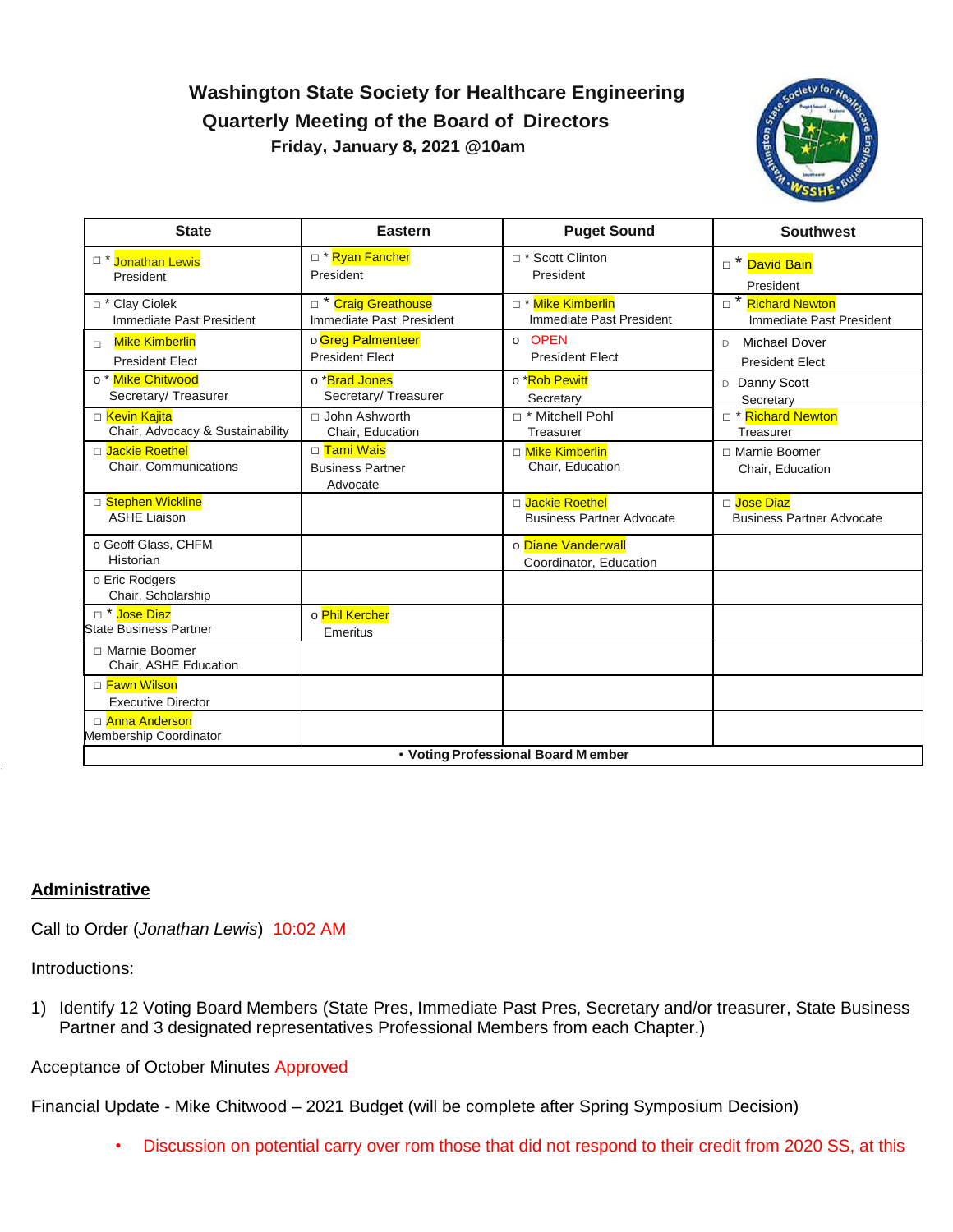# Washington State Society for Healthcare Engineering

## Quarterly Meeting of the Board of Directors

**Friday, January 8, 2021 @10am**

| State | Eastern | Puget Sound | Southwest |
|---|---|---|---|
| □ * Jonathan Lewis<br>President | □ * Ryan Fancher<br>President | □ * Scott Clinton<br>President | □ * David Bain<br>President |
| □ * Clay Ciolek<br>Immediate Past President | □ * Craig Greathouse<br>Immediate Past President | □ * Mike Kimberlin<br>Immediate Past President | □ * Richard Newton<br>Immediate Past President |
| □ Mike Kimberlin<br>President Elect | □ Greg Palmenteer<br>President Elect | o OPEN<br>President Elect | □ Michael Dover<br>President Elect |
| o * Mike Chitwood<br>Secretary/ Treasurer | o *Brad Jones<br>Secretary/ Treasurer | o *Rob Pewitt<br>Secretary | □ Danny Scott<br>Secretary |
| □ Kevin Kajita<br>Chair, Advocacy & Sustainability | □ John Ashworth<br>Chair, Education | □ * Mitchell Pohl<br>Treasurer | □ * Richard Newton<br>Treasurer |
| □ Jackie Roethel<br>Chair, Communications | □ Tami Wais<br>Business Partner Advocate | □ Mike Kimberlin<br>Chair, Education | □ Marnie Boomer<br>Chair, Education |
| □ Stephen Wickline<br>ASHE Liaison | | □ Jackie Roethel<br>Business Partner Advocate | □ Jose Diaz<br>Business Partner Advocate |
| o Geoff Glass, CHFM<br>Historian | | o Diane Vanderwall<br>Coordinator, Education | |
| o Eric Rodgers<br>Chair, Scholarship | | | |
| □ * Jose Diaz<br>State Business Partner | o Phil Kercher<br>Emeritus | | |
| □ Marnie Boomer<br>Chair, ASHE Education | | | |
| □ Fawn Wilson<br>Executive Director | | | |
| □ Anna Anderson<br>Membership Coordinator | | | |
| • **Voting Professional Board Member** | | | |

## Administrative

Call to Order (*Jonathan Lewis*) 10:02 AM

Introductions:

1) Identify 12 Voting Board Members (State Pres, Immediate Past Pres, Secretary and/or treasurer, State Business Partner and 3 designated representatives Professional Members from each Chapter.)

Acceptance of October Minutes Approved

Financial Update - Mike Chitwood – 2021 Budget (will be complete after Spring Symposium Decision)

- Discussion on potential carry over rom those that did not respond to their credit from 2020 SS, at this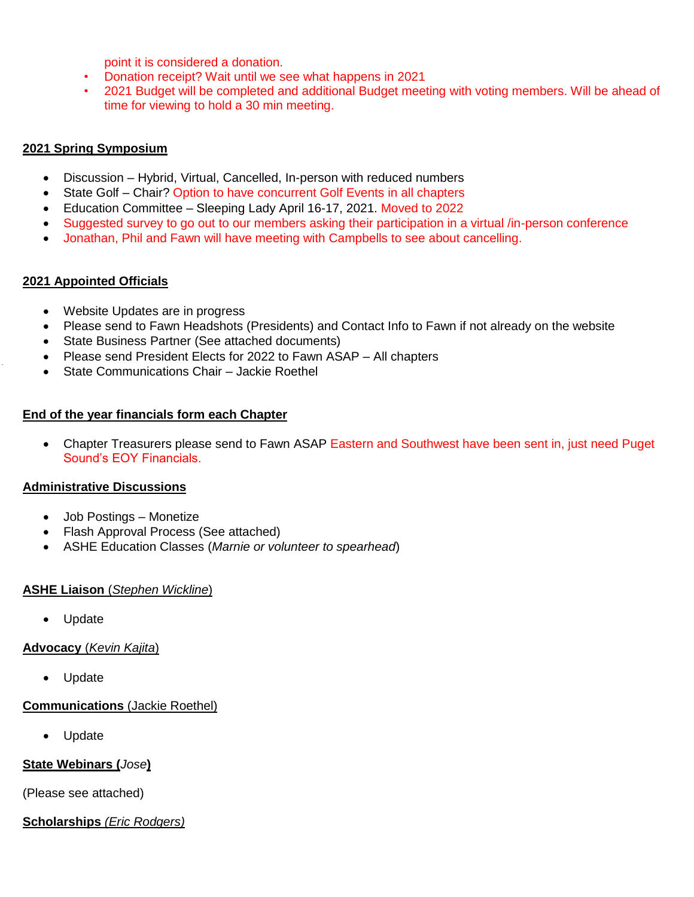point it is considered a donation.
- Donation receipt? Wait until we see what happens in 2021
- 2021 Budget will be completed and additional Budget meeting with voting members. Will be ahead of time for viewing to hold a 30 min meeting.

**2021 Spring Symposium**

- Discussion – Hybrid, Virtual, Cancelled, In-person with reduced numbers
- State Golf – Chair? Option to have concurrent Golf Events in all chapters
- Education Committee – Sleeping Lady April 16-17, 2021. Moved to 2022
- Suggested survey to go out to our members asking their participation in a virtual /in-person conference
- Jonathan, Phil and Fawn will have meeting with Campbells to see about cancelling.

**2021 Appointed Officials**

- Website Updates are in progress
- Please send to Fawn Headshots (Presidents) and Contact Info to Fawn if not already on the website
- State Business Partner (See attached documents)
- Please send President Elects for 2022 to Fawn ASAP – All chapters
- State Communications Chair – Jackie Roethel

**End of the year financials form each Chapter**

- Chapter Treasurers please send to Fawn ASAP Eastern and Southwest have been sent in, just need Puget Sound's EOY Financials.

**Administrative Discussions**

- Job Postings – Monetize
- Flash Approval Process (See attached)
- ASHE Education Classes (*Marnie or volunteer to spearhead*)

**ASHE Liaison** (*Stephen Wickline*)

- Update

**Advocacy** (*Kevin Kajita*)

- Update

**Communications** (Jackie Roethel)

- Update

**State Webinars (***Jose***)**

(Please see attached)

**Scholarships** *(Eric Rodgers)*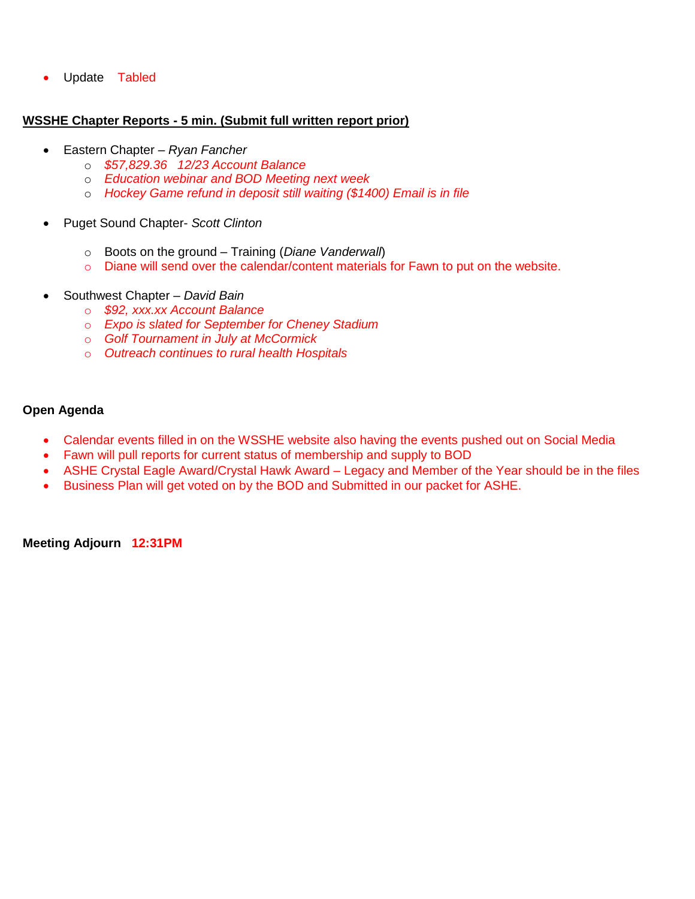- Update Tabled

**WSSHE Chapter Reports - 5 min. (Submit full written report prior)**

- Eastern Chapter – *Ryan Fancher*
    - *$57,829.36 12/23 Account Balance*
    - *Education webinar and BOD Meeting next week*
    - *Hockey Game refund in deposit still waiting ($1400) Email is in file*

- Puget Sound Chapter- *Scott Clinton*
    - Boots on the ground – Training (*Diane Vanderwall*)
    - Diane will send over the calendar/content materials for Fawn to put on the website.

- Southwest Chapter – *David Bain*
    - *$92, xxx.xx Account Balance*
    - *Expo is slated for September for Cheney Stadium*
    - *Golf Tournament in July at McCormick*
    - *Outreach continues to rural health Hospitals*

**Open Agenda**

- Calendar events filled in on the WSSHE website also having the events pushed out on Social Media
- Fawn will pull reports for current status of membership and supply to BOD
- ASHE Crystal Eagle Award/Crystal Hawk Award – Legacy and Member of the Year should be in the files
- Business Plan will get voted on by the BOD and Submitted in our packet for ASHE.

**Meeting Adjourn** **12:31PM**